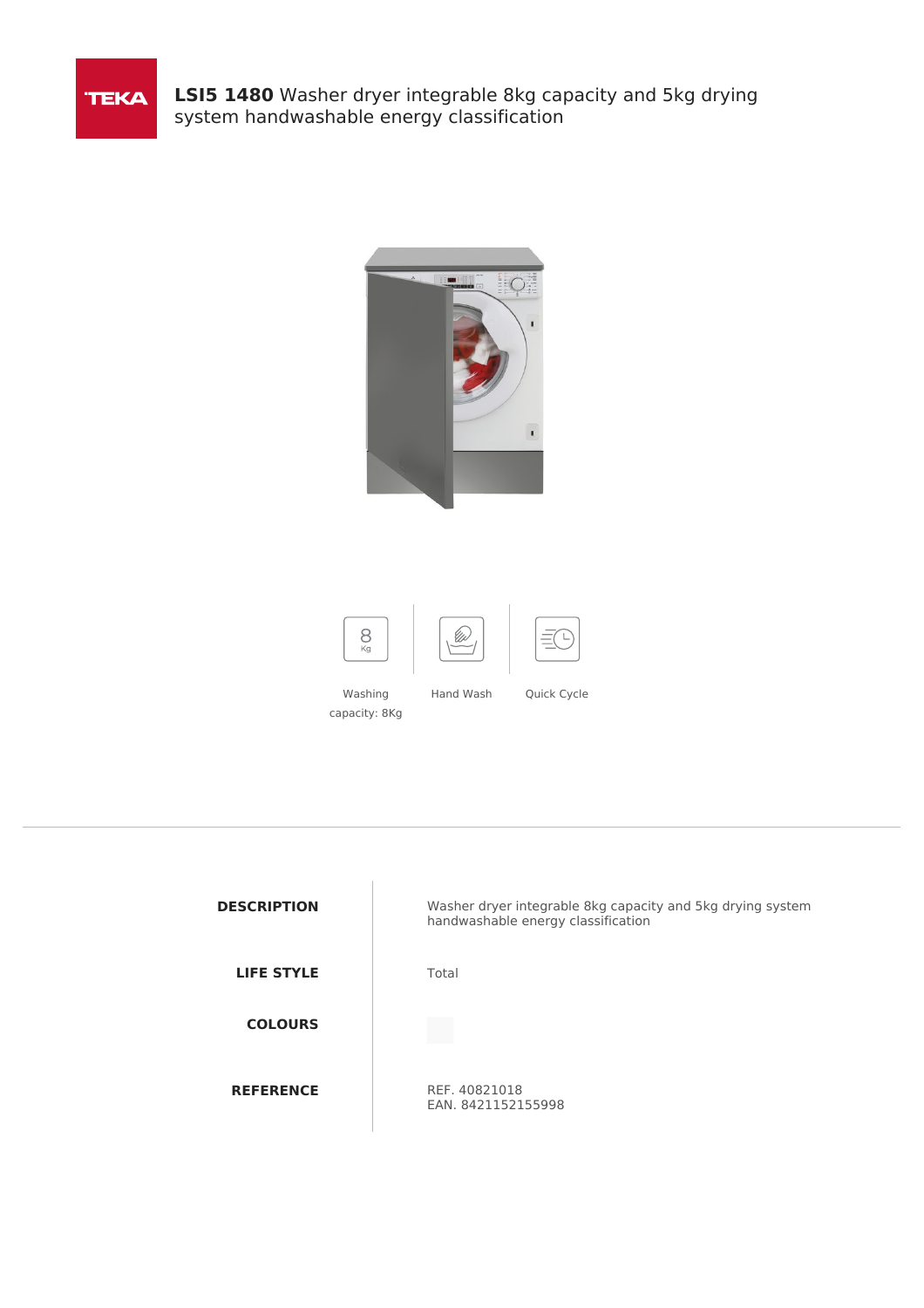# **LSI5 1480** Washer dryer integrable 8kg capacity and 5kg drying system handwashable energy classification

Washing capacity: 8Kg

Hand Wash

Quick Cycle

| | |
|---|---|
| **DESCRIPTION** | Washer dryer integrable 8kg capacity and 5kg drying system handwashable energy classification |
| **LIFE STYLE** | Total |
| **COLOURS** | |
| **REFERENCE** | REF. 40821018<br>EAN. 8421152155998 |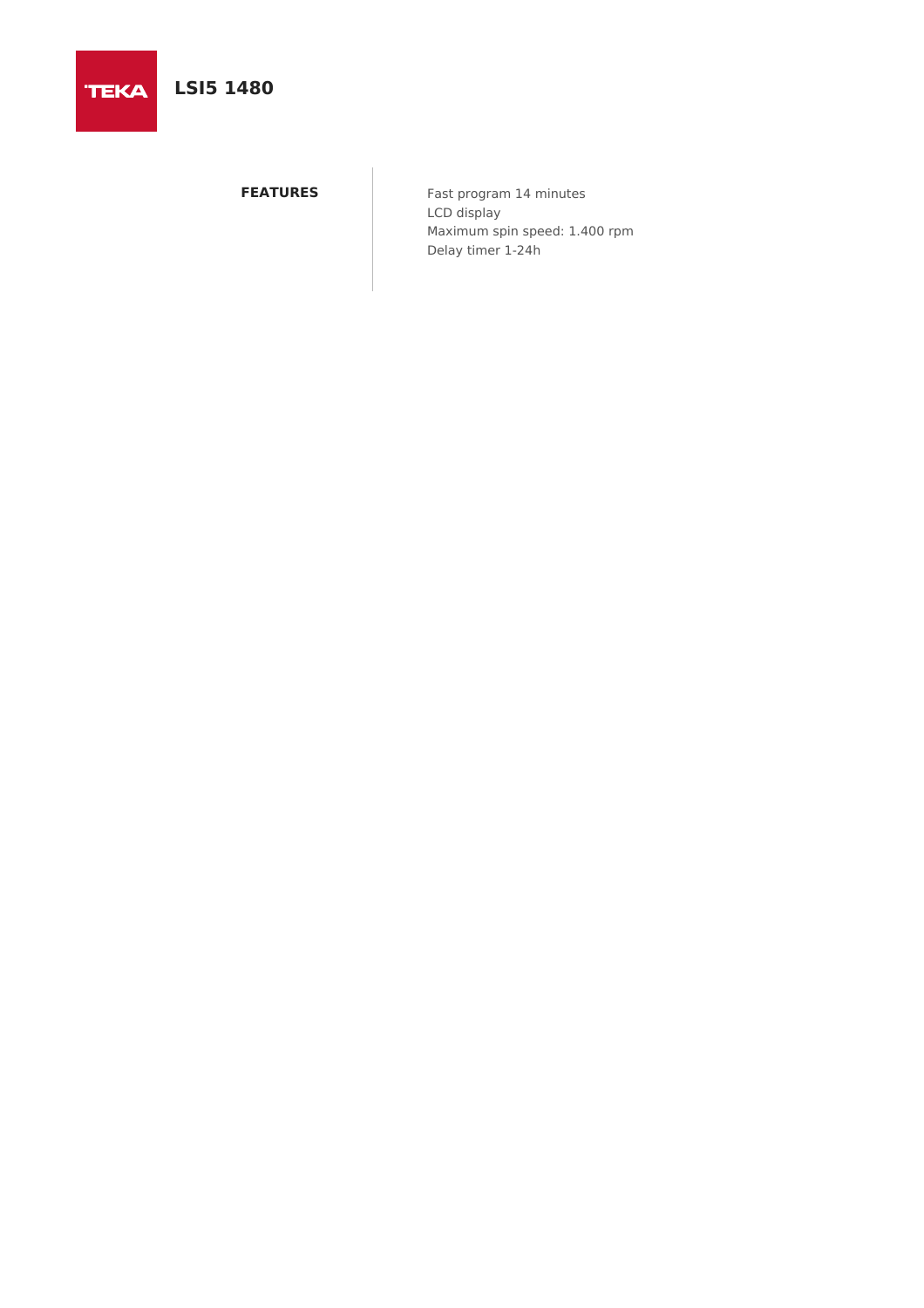# LSI5 1480

**FEATURES**

Fast program 14 minutes
LCD display
Maximum spin speed: 1.400 rpm
Delay timer 1-24h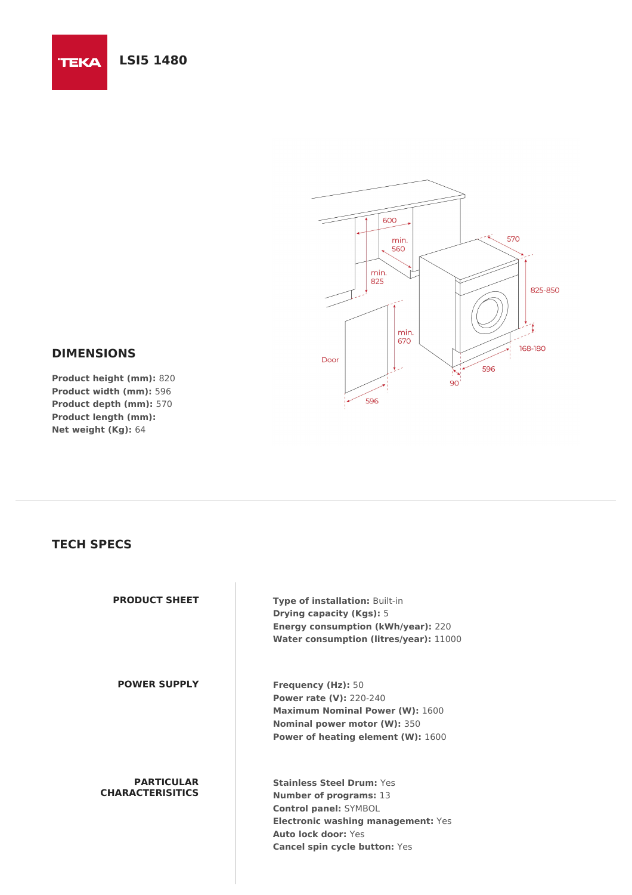# LSI5 1480

## DIMENSIONS

**Product height (mm):** 820
**Product width (mm):** 596
**Product depth (mm):** 570
**Product length (mm):**
**Net weight (Kg):** 64

## TECH SPECS

### PRODUCT SHEET

**Type of installation:** Built-in
**Drying capacity (Kgs):** 5
**Energy consumption (kWh/year):** 220
**Water consumption (litres/year):** 11000

### POWER SUPPLY

**Frequency (Hz):** 50
**Power rate (V):** 220-240
**Maximum Nominal Power (W):** 1600
**Nominal power motor (W):** 350
**Power of heating element (W):** 1600

### PARTICULAR CHARACTERISITICS

**Stainless Steel Drum:** Yes
**Number of programs:** 13
**Control panel:** SYMBOL
**Electronic washing management:** Yes
**Auto lock door:** Yes
**Cancel spin cycle button:** Yes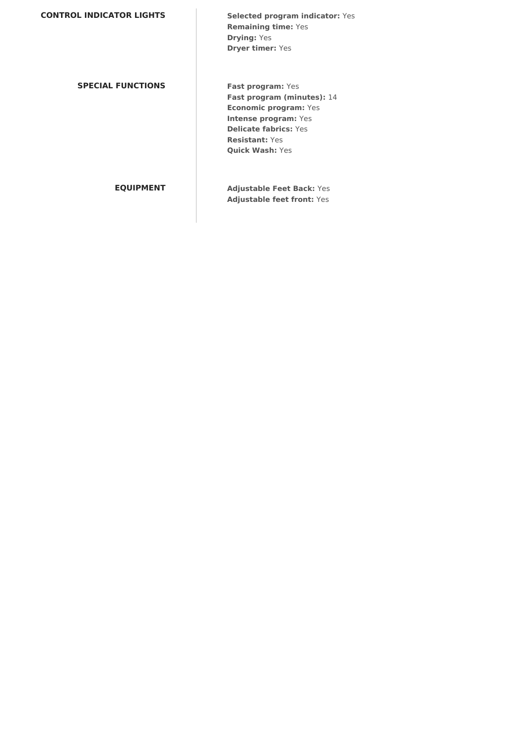## CONTROL INDICATOR LIGHTS

**Selected program indicator:** Yes
**Remaining time:** Yes
**Drying:** Yes
**Dryer timer:** Yes

## SPECIAL FUNCTIONS

**Fast program:** Yes
**Fast program (minutes):** 14
**Economic program:** Yes
**Intense program:** Yes
**Delicate fabrics:** Yes
**Resistant:** Yes
**Quick Wash:** Yes

## EQUIPMENT

**Adjustable Feet Back:** Yes
**Adjustable feet front:** Yes